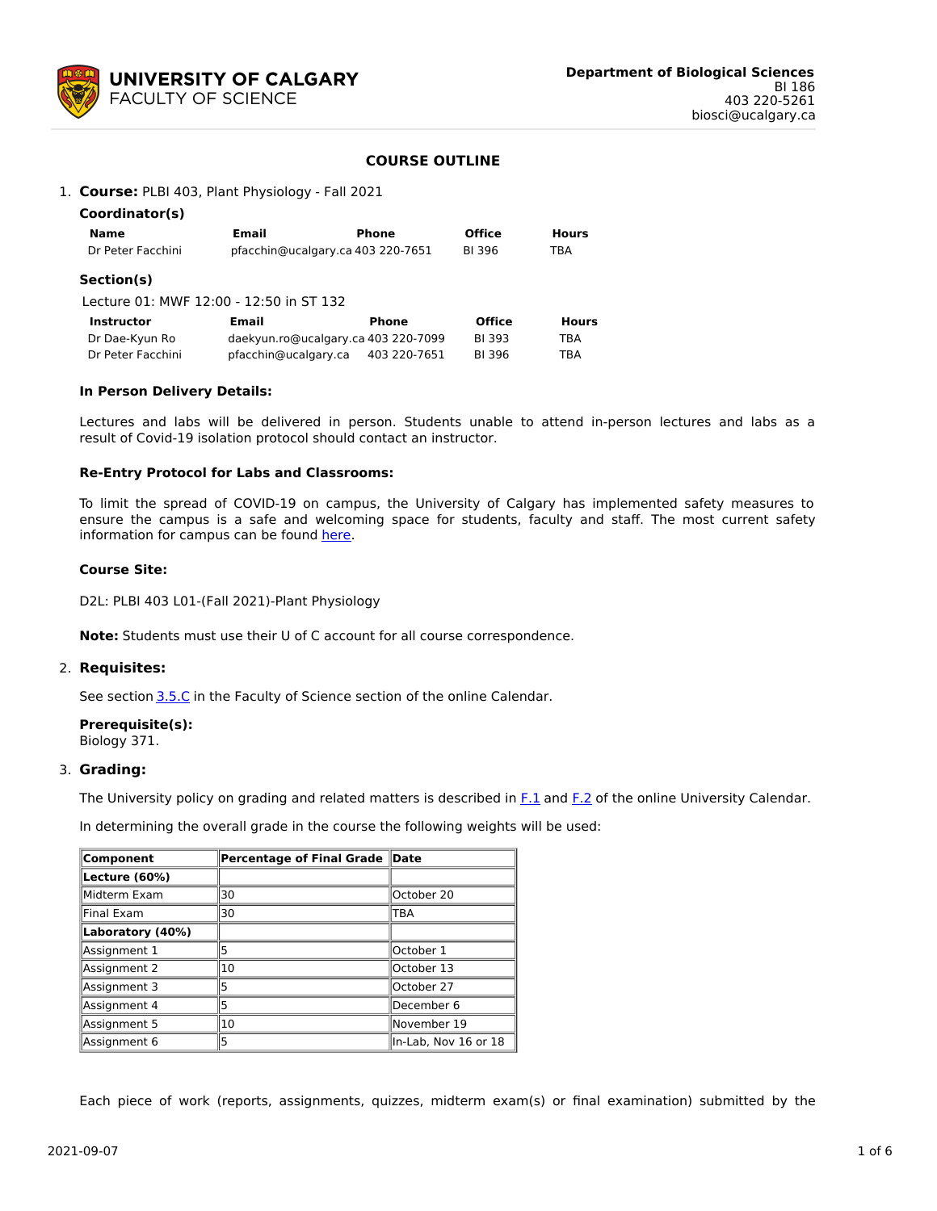**UNIVERSITY OF CALGARY**
**FACULTY OF SCIENCE**

**Department of Biological Sciences**
BI 186
403 220-5261
biosci@ucalgary.ca

# COURSE OUTLINE

1. **Course:** PLBI 403, Plant Physiology - Fall 2021

   **Coordinator(s)**

   | Name | Email | Phone | Office | Hours |
   |---|---|---|---|---|
   | Dr Peter Facchini | pfacchin@ucalgary.ca | 403 220-7651 | BI 396 | TBA |

   **Section(s)**

   Lecture 01: MWF 12:00 - 12:50 in ST 132

   | Instructor | Email | Phone | Office | Hours |
   |---|---|---|---|---|
   | Dr Dae-Kyun Ro | daekyun.ro@ucalgary.ca | 403 220-7099 | BI 393 | TBA |
   | Dr Peter Facchini | pfacchin@ucalgary.ca | 403 220-7651 | BI 396 | TBA |

   **In Person Delivery Details:**

   Lectures and labs will be delivered in person. Students unable to attend in-person lectures and labs as a result of Covid-19 isolation protocol should contact an instructor.

   **Re-Entry Protocol for Labs and Classrooms:**

   To limit the spread of COVID-19 on campus, the University of Calgary has implemented safety measures to ensure the campus is a safe and welcoming space for students, faculty and staff. The most current safety information for campus can be found here.

   **Course Site:**

   D2L: PLBI 403 L01-(Fall 2021)-Plant Physiology

   **Note:** Students must use their U of C account for all course correspondence.

2. **Requisites:**

   See section 3.5.C in the Faculty of Science section of the online Calendar.

   **Prerequisite(s):**
   Biology 371.

3. **Grading:**

   The University policy on grading and related matters is described in F.1 and F.2 of the online University Calendar.

   In determining the overall grade in the course the following weights will be used:

   | Component | Percentage of Final Grade | Date |
   |---|---|---|
   | **Lecture (60%)** | | |
   | Midterm Exam | 30 | October 20 |
   | Final Exam | 30 | TBA |
   | **Laboratory (40%)** | | |
   | Assignment 1 | 5 | October 1 |
   | Assignment 2 | 10 | October 13 |
   | Assignment 3 | 5 | October 27 |
   | Assignment 4 | 5 | December 6 |
   | Assignment 5 | 10 | November 19 |
   | Assignment 6 | 5 | In-Lab, Nov 16 or 18 |

   Each piece of work (reports, assignments, quizzes, midterm exam(s) or final examination) submitted by the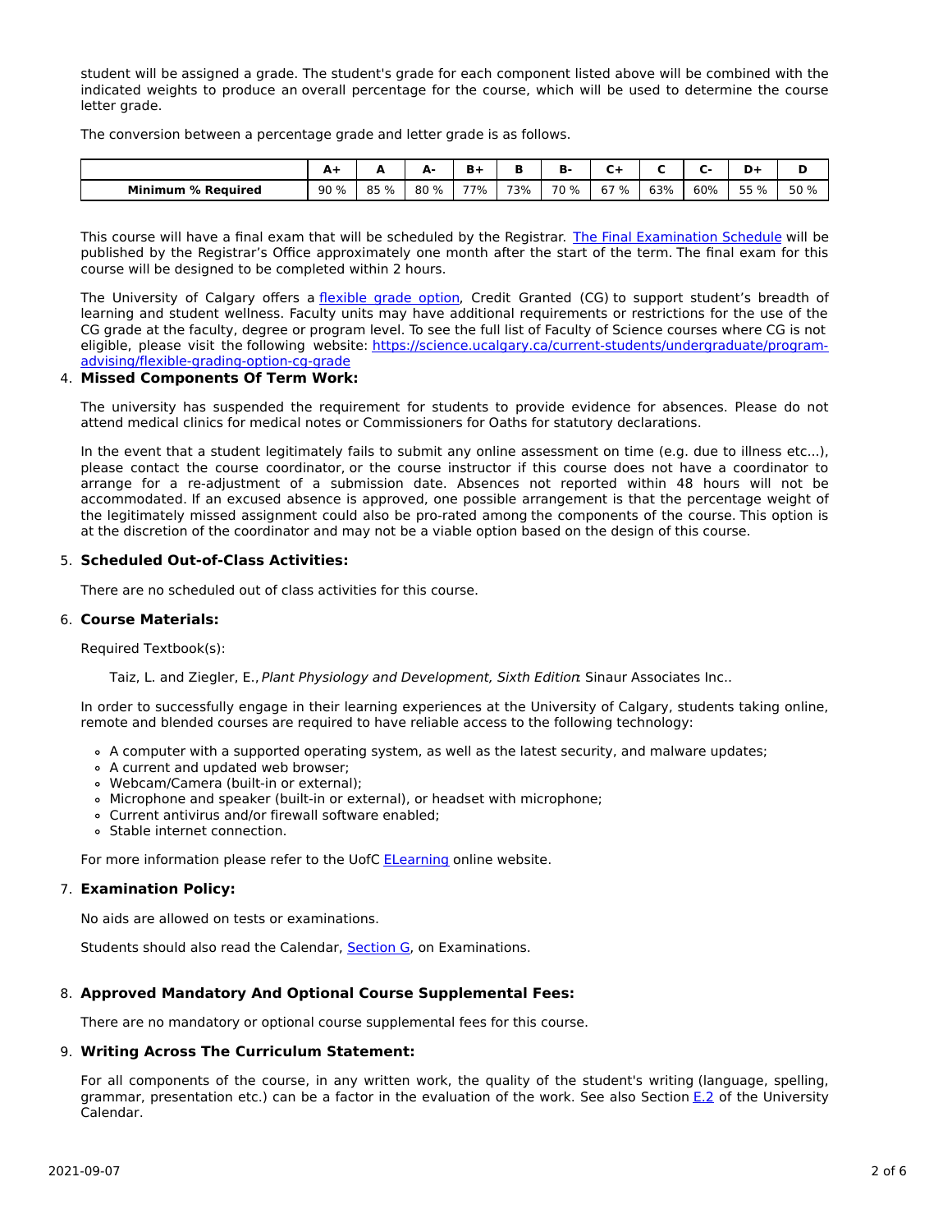student will be assigned a grade. The student's grade for each component listed above will be combined with the indicated weights to produce an overall percentage for the course, which will be used to determine the course letter grade.

The conversion between a percentage grade and letter grade is as follows.

| | A+ | A | A- | B+ | B | B- | C+ | C | C- | D+ | D |
|---|---|---|---|---|---|---|---|---|---|---|---|
| **Minimum % Required** | 90 % | 85 % | 80 % | 77% | 73% | 70 % | 67 % | 63% | 60% | 55 % | 50 % |

This course will have a final exam that will be scheduled by the Registrar. [The Final Examination Schedule](#) will be published by the Registrar's Office approximately one month after the start of the term. The final exam for this course will be designed to be completed within 2 hours.

The University of Calgary offers a [flexible grade option](#), Credit Granted (CG) to support student's breadth of learning and student wellness. Faculty units may have additional requirements or restrictions for the use of the CG grade at the faculty, degree or program level. To see the full list of Faculty of Science courses where CG is not eligible, please visit the following website: [https://science.ucalgary.ca/current-students/undergraduate/program-advising/flexible-grading-option-cg-grade](https://science.ucalgary.ca/current-students/undergraduate/program-advising/flexible-grading-option-cg-grade)

4. **Missed Components Of Term Work:**

The university has suspended the requirement for students to provide evidence for absences. Please do not attend medical clinics for medical notes or Commissioners for Oaths for statutory declarations.

In the event that a student legitimately fails to submit any online assessment on time (e.g. due to illness etc...), please contact the course coordinator, or the course instructor if this course does not have a coordinator to arrange for a re-adjustment of a submission date. Absences not reported within 48 hours will not be accommodated. If an excused absence is approved, one possible arrangement is that the percentage weight of the legitimately missed assignment could also be pro-rated among the components of the course. This option is at the discretion of the coordinator and may not be a viable option based on the design of this course.

5. **Scheduled Out-of-Class Activities:**

There are no scheduled out of class activities for this course.

6. **Course Materials:**

Required Textbook(s):

Taiz, L. and Ziegler, E., *Plant Physiology and Development, Sixth Edition*: Sinaur Associates Inc..

In order to successfully engage in their learning experiences at the University of Calgary, students taking online, remote and blended courses are required to have reliable access to the following technology:

- A computer with a supported operating system, as well as the latest security, and malware updates;
- A current and updated web browser;
- Webcam/Camera (built-in or external);
- Microphone and speaker (built-in or external), or headset with microphone;
- Current antivirus and/or firewall software enabled;
- Stable internet connection.

For more information please refer to the UofC [ELearning](#) online website.

7. **Examination Policy:**

No aids are allowed on tests or examinations.

Students should also read the Calendar, [Section G](#), on Examinations.

8. **Approved Mandatory And Optional Course Supplemental Fees:**

There are no mandatory or optional course supplemental fees for this course.

9. **Writing Across The Curriculum Statement:**

For all components of the course, in any written work, the quality of the student's writing (language, spelling, grammar, presentation etc.) can be a factor in the evaluation of the work. See also Section [E.2](#) of the University Calendar.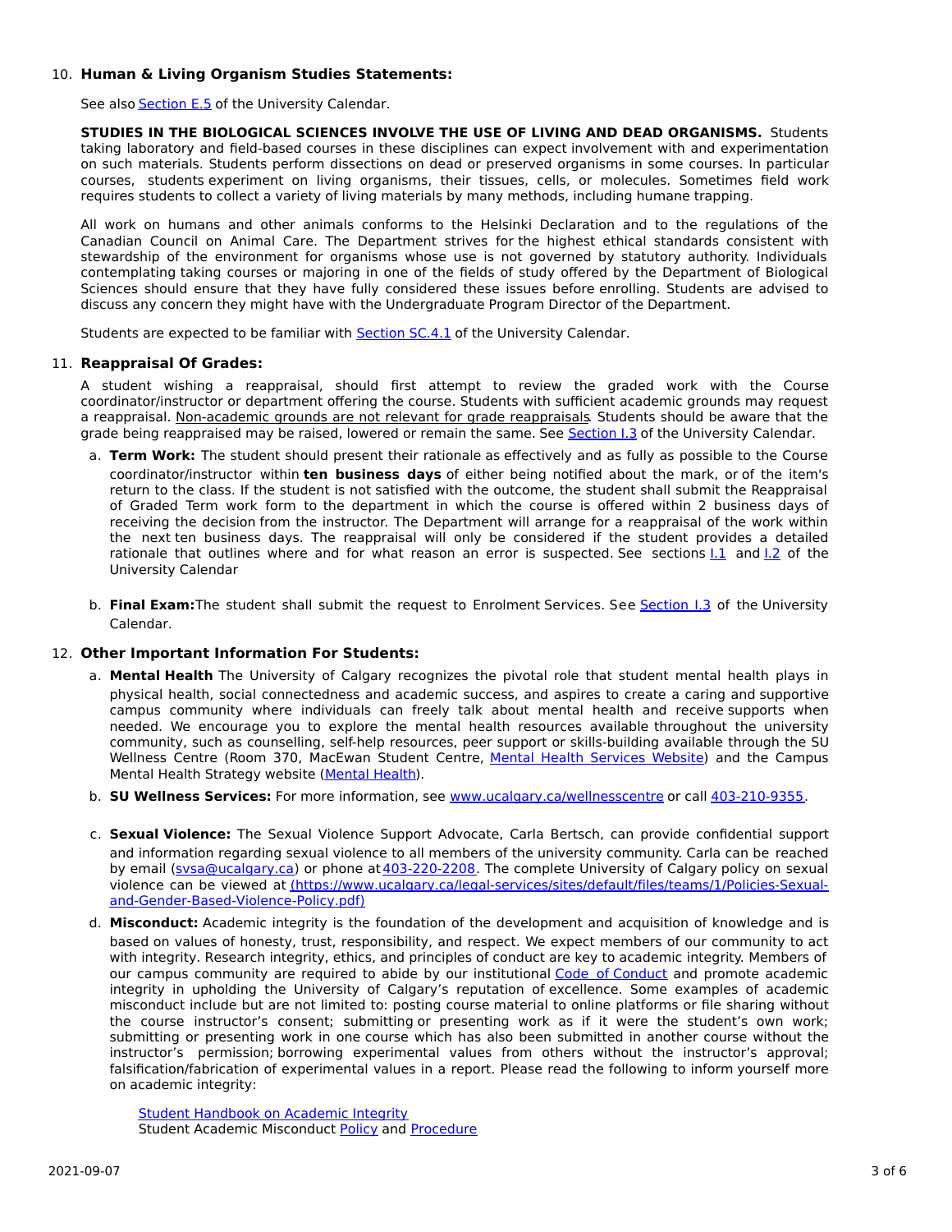10. **Human & Living Organism Studies Statements:**

    See also Section E.5 of the University Calendar.

    **STUDIES IN THE BIOLOGICAL SCIENCES INVOLVE THE USE OF LIVING AND DEAD ORGANISMS.** Students taking laboratory and field-based courses in these disciplines can expect involvement with and experimentation on such materials. Students perform dissections on dead or preserved organisms in some courses. In particular courses, students experiment on living organisms, their tissues, cells, or molecules. Sometimes field work requires students to collect a variety of living materials by many methods, including humane trapping.

    All work on humans and other animals conforms to the Helsinki Declaration and to the regulations of the Canadian Council on Animal Care. The Department strives for the highest ethical standards consistent with stewardship of the environment for organisms whose use is not governed by statutory authority. Individuals contemplating taking courses or majoring in one of the fields of study offered by the Department of Biological Sciences should ensure that they have fully considered these issues before enrolling. Students are advised to discuss any concern they might have with the Undergraduate Program Director of the Department.

    Students are expected to be familiar with Section SC.4.1 of the University Calendar.

11. **Reappraisal Of Grades:**

    A student wishing a reappraisal, should first attempt to review the graded work with the Course coordinator/instructor or department offering the course. Students with sufficient academic grounds may request a reappraisal. Non-academic grounds are not relevant for grade reappraisals. Students should be aware that the grade being reappraised may be raised, lowered or remain the same. See Section I.3 of the University Calendar.

    a. **Term Work:** The student should present their rationale as effectively and as fully as possible to the Course coordinator/instructor within **ten business days** of either being notified about the mark, or of the item's return to the class. If the student is not satisfied with the outcome, the student shall submit the Reappraisal of Graded Term work form to the department in which the course is offered within 2 business days of receiving the decision from the instructor. The Department will arrange for a reappraisal of the work within the next ten business days. The reappraisal will only be considered if the student provides a detailed rationale that outlines where and for what reason an error is suspected. See sections I.1 and I.2 of the University Calendar

    b. **Final Exam:** The student shall submit the request to Enrolment Services. See Section I.3 of the University Calendar.

12. **Other Important Information For Students:**

    a. **Mental Health** The University of Calgary recognizes the pivotal role that student mental health plays in physical health, social connectedness and academic success, and aspires to create a caring and supportive campus community where individuals can freely talk about mental health and receive supports when needed. We encourage you to explore the mental health resources available throughout the university community, such as counselling, self-help resources, peer support or skills-building available through the SU Wellness Centre (Room 370, MacEwan Student Centre, Mental Health Services Website) and the Campus Mental Health Strategy website (Mental Health).

    b. **SU Wellness Services:** For more information, see www.ucalgary.ca/wellnesscentre or call 403-210-9355.

    c. **Sexual Violence:** The Sexual Violence Support Advocate, Carla Bertsch, can provide confidential support and information regarding sexual violence to all members of the university community. Carla can be reached by email (svsa@ucalgary.ca) or phone at 403-220-2208. The complete University of Calgary policy on sexual violence can be viewed at (https://www.ucalgary.ca/legal-services/sites/default/files/teams/1/Policies-Sexual-and-Gender-Based-Violence-Policy.pdf)

    d. **Misconduct:** Academic integrity is the foundation of the development and acquisition of knowledge and is based on values of honesty, trust, responsibility, and respect. We expect members of our community to act with integrity. Research integrity, ethics, and principles of conduct are key to academic integrity. Members of our campus community are required to abide by our institutional Code of Conduct and promote academic integrity in upholding the University of Calgary's reputation of excellence. Some examples of academic misconduct include but are not limited to: posting course material to online platforms or file sharing without the course instructor's consent; submitting or presenting work as if it were the student's own work; submitting or presenting work in one course which has also been submitted in another course without the instructor's permission; borrowing experimental values from others without the instructor's approval; falsification/fabrication of experimental values in a report. Please read the following to inform yourself more on academic integrity:

       Student Handbook on Academic Integrity
       Student Academic Misconduct Policy and Procedure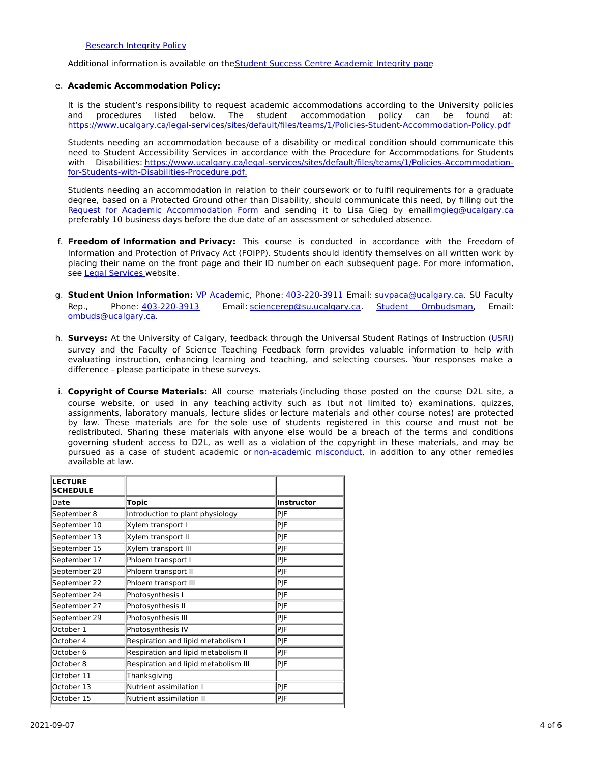Research Integrity Policy

Additional information is available on the Student Success Centre Academic Integrity page

e. **Academic Accommodation Policy:**

   It is the student's responsibility to request academic accommodations according to the University policies and procedures listed below. The student accommodation policy can be found at: https://www.ucalgary.ca/legal-services/sites/default/files/teams/1/Policies-Student-Accommodation-Policy.pdf

   Students needing an accommodation because of a disability or medical condition should communicate this need to Student Accessibility Services in accordance with the Procedure for Accommodations for Students with Disabilities: https://www.ucalgary.ca/legal-services/sites/default/files/teams/1/Policies-Accommodation-for-Students-with-Disabilities-Procedure.pdf.

   Students needing an accommodation in relation to their coursework or to fulfil requirements for a graduate degree, based on a Protected Ground other than Disability, should communicate this need, by filling out the Request for Academic Accommodation Form and sending it to Lisa Gieg by email lmgieg@ucalgary.ca preferably 10 business days before the due date of an assessment or scheduled absence.

f. **Freedom of Information and Privacy:** This course is conducted in accordance with the Freedom of Information and Protection of Privacy Act (FOIPP). Students should identify themselves on all written work by placing their name on the front page and their ID number on each subsequent page. For more information, see Legal Services website.

g. **Student Union Information:** VP Academic, Phone: 403-220-3911 Email: suvpaca@ucalgary.ca. SU Faculty Rep., Phone: 403-220-3913 Email: sciencerep@su.ucalgary.ca. Student Ombudsman, Email: ombuds@ucalgary.ca.

h. **Surveys:** At the University of Calgary, feedback through the Universal Student Ratings of Instruction (USRI) survey and the Faculty of Science Teaching Feedback form provides valuable information to help with evaluating instruction, enhancing learning and teaching, and selecting courses. Your responses make a difference - please participate in these surveys.

i. **Copyright of Course Materials:** All course materials (including those posted on the course D2L site, a course website, or used in any teaching activity such as (but not limited to) examinations, quizzes, assignments, laboratory manuals, lecture slides or lecture materials and other course notes) are protected by law. These materials are for the sole use of students registered in this course and must not be redistributed. Sharing these materials with anyone else would be a breach of the terms and conditions governing student access to D2L, as well as a violation of the copyright in these materials, and may be pursued as a case of student academic or non-academic misconduct, in addition to any other remedies available at law.

| **LECTURE SCHEDULE** | | |
|---|---|---|
| Da**te** | **Topic** | **Instructor** |
| September 8 | Introduction to plant physiology | PJF |
| September 10 | Xylem transport I | PJF |
| September 13 | Xylem transport II | PJF |
| September 15 | Xylem transport III | PJF |
| September 17 | Phloem transport I | PJF |
| September 20 | Phloem transport II | PJF |
| September 22 | Phloem transport III | PJF |
| September 24 | Photosynthesis I | PJF |
| September 27 | Photosynthesis II | PJF |
| September 29 | Photosynthesis III | PJF |
| October 1 | Photosynthesis IV | PJF |
| October 4 | Respiration and lipid metabolism I | PJF |
| October 6 | Respiration and lipid metabolism II | PJF |
| October 8 | Respiration and lipid metabolism III | PJF |
| October 11 | Thanksgiving | |
| October 13 | Nutrient assimilation I | PJF |
| October 15 | Nutrient assimilation II | PJF |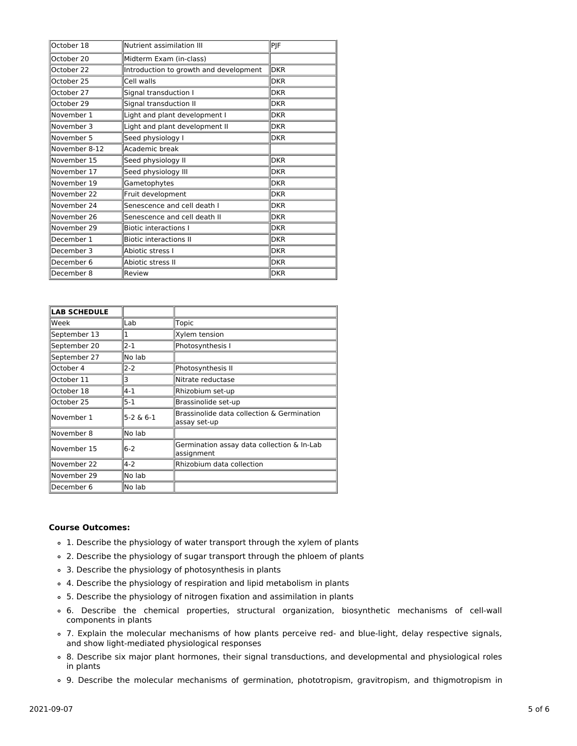| October 18 | Nutrient assimilation III | PJF |
|---|---|---|
| October 20 | Midterm Exam (in-class) | |
| October 22 | Introduction to growth and development | DKR |
| October 25 | Cell walls | DKR |
| October 27 | Signal transduction I | DKR |
| October 29 | Signal transduction II | DKR |
| November 1 | Light and plant development I | DKR |
| November 3 | Light and plant development II | DKR |
| November 5 | Seed physiology I | DKR |
| November 8-12 | Academic break | |
| November 15 | Seed physiology II | DKR |
| November 17 | Seed physiology III | DKR |
| November 19 | Gametophytes | DKR |
| November 22 | Fruit development | DKR |
| November 24 | Senescence and cell death I | DKR |
| November 26 | Senescence and cell death II | DKR |
| November 29 | Biotic interactions I | DKR |
| December 1 | Biotic interactions II | DKR |
| December 3 | Abiotic stress I | DKR |
| December 6 | Abiotic stress II | DKR |
| December 8 | Review | DKR |

| **LAB SCHEDULE** | | |
|---|---|---|
| Week | Lab | Topic |
| September 13 | 1 | Xylem tension |
| September 20 | 2-1 | Photosynthesis I |
| September 27 | No lab | |
| October 4 | 2-2 | Photosynthesis II |
| October 11 | 3 | Nitrate reductase |
| October 18 | 4-1 | Rhizobium set-up |
| October 25 | 5-1 | Brassinolide set-up |
| November 1 | 5-2 & 6-1 | Brassinolide data collection & Germination assay set-up |
| November 8 | No lab | |
| November 15 | 6-2 | Germination assay data collection & In-Lab assignment |
| November 22 | 4-2 | Rhizobium data collection |
| November 29 | No lab | |
| December 6 | No lab | |

**Course Outcomes:**

- 1. Describe the physiology of water transport through the xylem of plants
- 2. Describe the physiology of sugar transport through the phloem of plants
- 3. Describe the physiology of photosynthesis in plants
- 4. Describe the physiology of respiration and lipid metabolism in plants
- 5. Describe the physiology of nitrogen fixation and assimilation in plants
- 6. Describe the chemical properties, structural organization, biosynthetic mechanisms of cell-wall components in plants
- 7. Explain the molecular mechanisms of how plants perceive red- and blue-light, delay respective signals, and show light-mediated physiological responses
- 8. Describe six major plant hormones, their signal transductions, and developmental and physiological roles in plants
- 9. Describe the molecular mechanisms of germination, phototropism, gravitropism, and thigmotropism in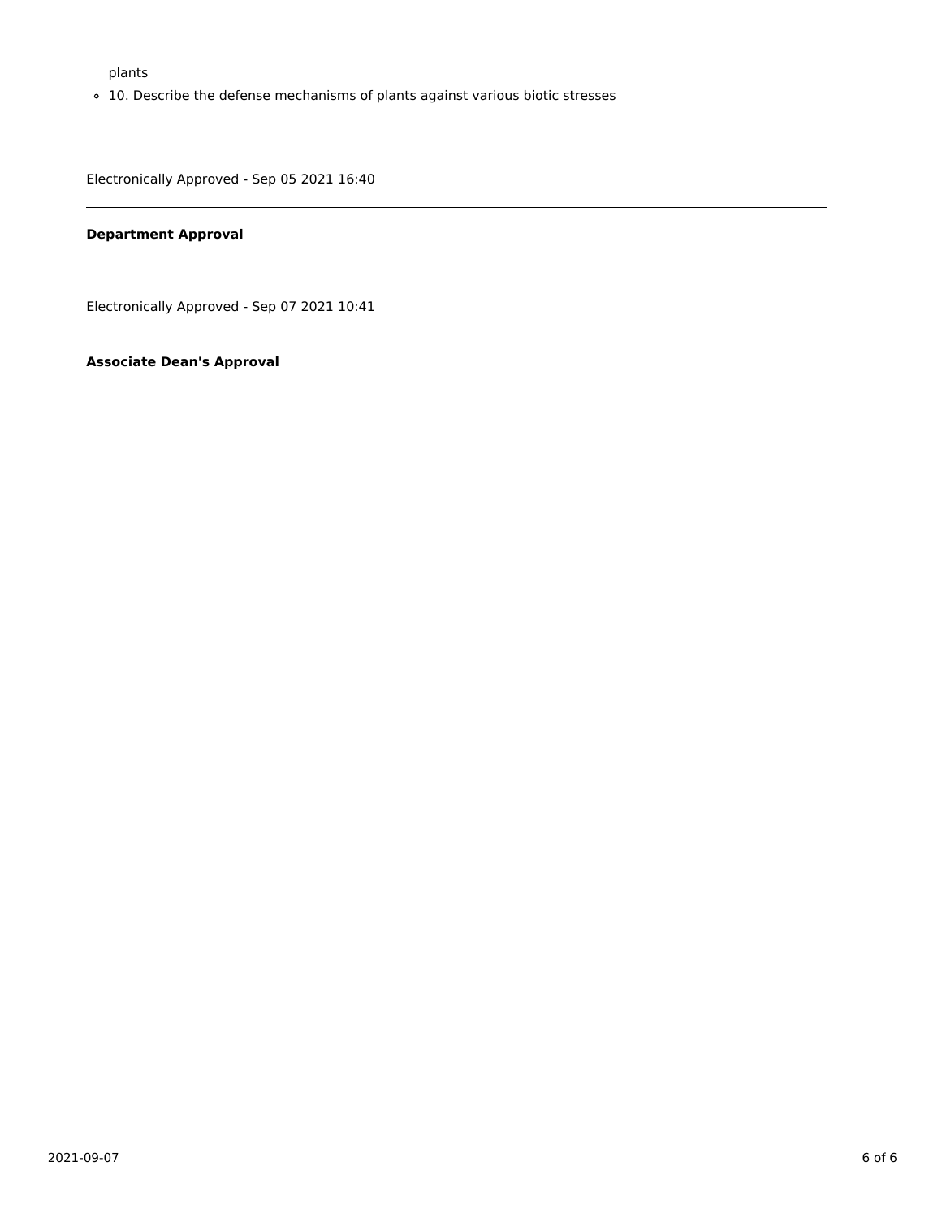plants

- 10. Describe the defense mechanisms of plants against various biotic stresses

Electronically Approved - Sep 05 2021 16:40

---

**Department Approval**

Electronically Approved - Sep 07 2021 10:41

---

**Associate Dean's Approval**